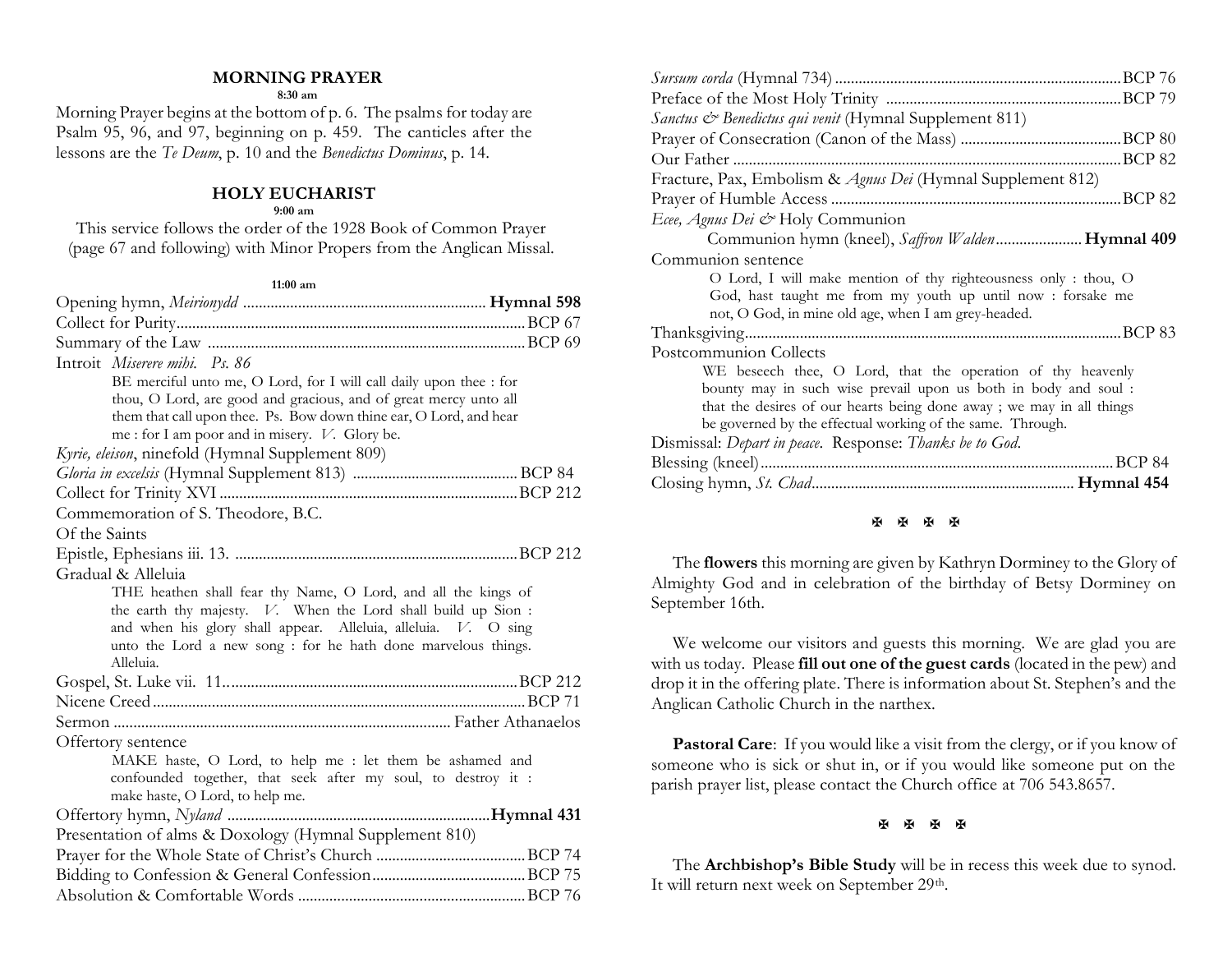## MORNING PRAYER

**8:30 am**

Morning Prayer begins at the bottom of p. 6. The psalms for today are Psalm 95, 96, and 97, beginning on p. 459. The canticles after the lessons are the *Te Deum*, p. 10 and the *Benedictus Dominus*, p. 14.

## HOLY EUCHARIST

**9:00 am**

This service follows the order of the 1928 Book of Common Prayer (page 67 and following) with Minor Propers from the Anglican Missal.

**11:00 am**

Opening hymn, *Meirionydd* .......... **Hymnal 598**

Collect for Purity .......... BCP 67

Summary of the Law .......... BCP 69

Introit *Miserere mihi. Ps. 86*

> BE merciful unto me, O Lord, for I will call daily upon thee : for thou, O Lord, are good and gracious, and of great mercy unto all them that call upon thee. Ps. Bow down thine ear, O Lord, and hear me : for I am poor and in misery. *V.* Glory be.

*Kyrie, eleison*, ninefold (Hymnal Supplement 809)

*Gloria in excelsis* (Hymnal Supplement 813) .......... BCP 84

Collect for Trinity XVI .......... BCP 212

Commemoration of S. Theodore, B.C.

Of the Saints

Epistle, Ephesians iii. 13. .......... BCP 212

Gradual & Alleluia

> THE heathen shall fear thy Name, O Lord, and all the kings of the earth thy majesty. *V.* When the Lord shall build up Sion : and when his glory shall appear. Alleluia, alleluia. *V.* O sing unto the Lord a new song : for he hath done marvelous things. Alleluia.

Gospel, St. Luke vii. 11. .......... BCP 212

Nicene Creed .......... BCP 71

Sermon .......... Father Athanaelos

Offertory sentence

> MAKE haste, O Lord, to help me : let them be ashamed and confounded together, that seek after my soul, to destroy it : make haste, O Lord, to help me.

Offertory hymn, *Nyland* .......... **Hymnal 431**

Presentation of alms & Doxology (Hymnal Supplement 810)

Prayer for the Whole State of Christ's Church .......... BCP 74

Bidding to Confession & General Confession .......... BCP 75

Absolution & Comfortable Words .......... BCP 76

*Sursum corda* (Hymnal 734) .......... BCP 76

Preface of the Most Holy Trinity .......... BCP 79

*Sanctus & Benedictus qui venit* (Hymnal Supplement 811)

Prayer of Consecration (Canon of the Mass) .......... BCP 80

Our Father .......... BCP 82

Fracture, Pax, Embolism & *Agnus Dei* (Hymnal Supplement 812)

Prayer of Humble Access .......... BCP 82

*Ecce, Agnus Dei &* Holy Communion

Communion hymn (kneel), *Saffron Walden* .......... **Hymnal 409**

Communion sentence

> O Lord, I will make mention of thy righteousness only : thou, O God, hast taught me from my youth up until now : forsake me not, O God, in mine old age, when I am grey-headed.

Thanksgiving .......... BCP 83

Postcommunion Collects

> WE beseech thee, O Lord, that the operation of thy heavenly bounty may in such wise prevail upon us both in body and soul : that the desires of our hearts being done away ; we may in all things be governed by the effectual working of the same. Through.

Dismissal: *Depart in peace.* Response: *Thanks be to God.*

Blessing (kneel) .......... BCP 84

Closing hymn, *St. Chad* .......... **Hymnal 454**

✠ ✠ ✠ ✠

The **flowers** this morning are given by Kathryn Dorminey to the Glory of Almighty God and in celebration of the birthday of Betsy Dorminey on September 16th.

We welcome our visitors and guests this morning. We are glad you are with us today. Please **fill out one of the guest cards** (located in the pew) and drop it in the offering plate. There is information about St. Stephen's and the Anglican Catholic Church in the narthex.

**Pastoral Care**: If you would like a visit from the clergy, or if you know of someone who is sick or shut in, or if you would like someone put on the parish prayer list, please contact the Church office at 706 543.8657.

✠ ✠ ✠ ✠

The **Archbishop's Bible Study** will be in recess this week due to synod. It will return next week on September 29th.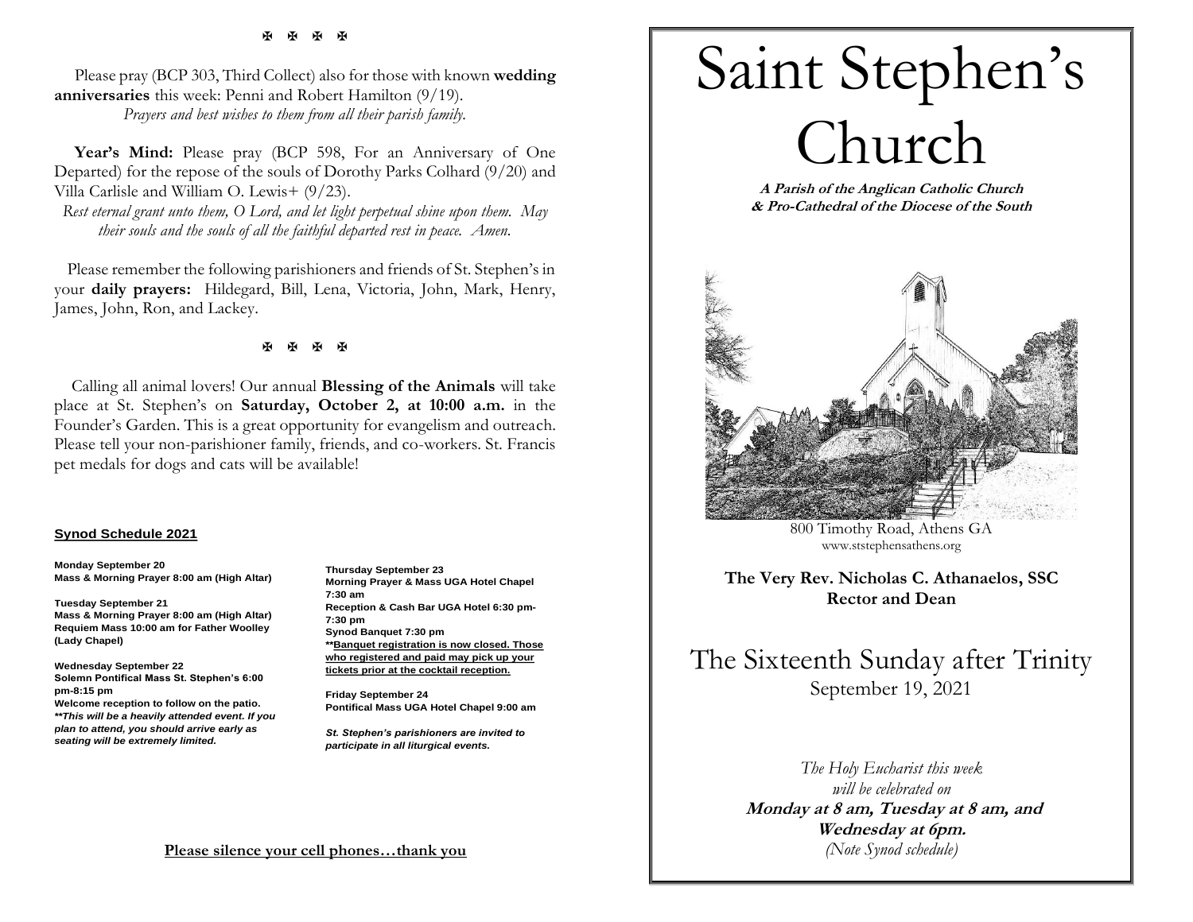✠ ✠ ✠ ✠

Please pray (BCP 303, Third Collect) also for those with known **wedding anniversaries** this week: Penni and Robert Hamilton (9/19).

*Prayers and best wishes to them from all their parish family.*

**Year's Mind:** Please pray (BCP 598, For an Anniversary of One Departed) for the repose of the souls of Dorothy Parks Colhard (9/20) and Villa Carlisle and William O. Lewis+ (9/23).

*Rest eternal grant unto them, O Lord, and let light perpetual shine upon them. May their souls and the souls of all the faithful departed rest in peace. Amen.*

Please remember the following parishioners and friends of St. Stephen's in your **daily prayers:** Hildegard, Bill, Lena, Victoria, John, Mark, Henry, James, John, Ron, and Lackey.

✠ ✠ ✠ ✠

Calling all animal lovers! Our annual **Blessing of the Animals** will take place at St. Stephen's on **Saturday, October 2, at 10:00 a.m.** in the Founder's Garden. This is a great opportunity for evangelism and outreach. Please tell your non-parishioner family, friends, and co-workers. St. Francis pet medals for dogs and cats will be available!

**Synod Schedule 2021**

**Monday September 20**
**Mass & Morning Prayer 8:00 am (High Altar)**

**Tuesday September 21**
**Mass & Morning Prayer 8:00 am (High Altar)**
**Requiem Mass 10:00 am for Father Woolley (Lady Chapel)**

**Wednesday September 22**
**Solemn Pontifical Mass St. Stephen's 6:00 pm-8:15 pm**
**Welcome reception to follow on the patio.**
***\*\*This will be a heavily attended event. If you plan to attend, you should arrive early as seating will be extremely limited.***

**Thursday September 23**
**Morning Prayer & Mass UGA Hotel Chapel 7:30 am**
**Reception & Cash Bar UGA Hotel 6:30 pm-7:30 pm**
**Synod Banquet 7:30 pm**
**\*\*Banquet registration is now closed. Those who registered and paid may pick up your tickets prior at the cocktail reception.**

**Friday September 24**
**Pontifical Mass UGA Hotel Chapel 9:00 am**

***St. Stephen's parishioners are invited to participate in all liturgical events.***

**Please silence your cell phones…thank you**

# Saint Stephen's Church

**A Parish of the Anglican Catholic Church & Pro-Cathedral of the Diocese of the South**

800 Timothy Road, Athens GA
www.ststephensathens.org

**The Very Rev. Nicholas C. Athanaelos, SSC**
**Rector and Dean**

## The Sixteenth Sunday after Trinity

September 19, 2021

*The Holy Eucharist this week will be celebrated on*
**Monday at 8 am, Tuesday at 8 am, and Wednesday at 6pm.**
*(Note Synod schedule)*